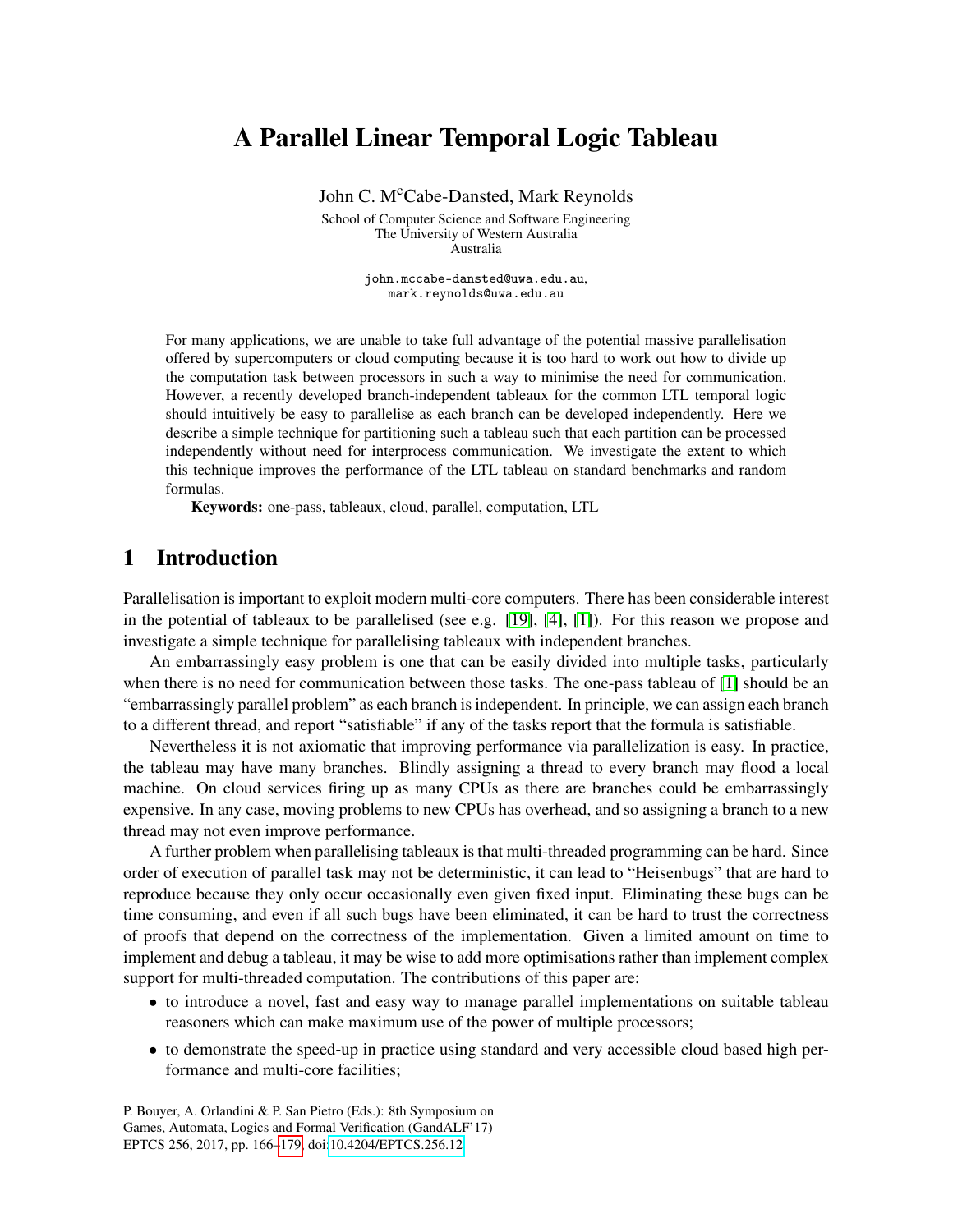# A Parallel Linear Temporal Logic Tableau

John C. M^c^Cabe-Dansted, Mark Reynolds

School of Computer Science and Software Engineering
The University of Western Australia
Australia

john.mccabe-dansted@uwa.edu.au,
mark.reynolds@uwa.edu.au

For many applications, we are unable to take full advantage of the potential massive parallelisation offered by supercomputers or cloud computing because it is too hard to work out how to divide up the computation task between processors in such a way to minimise the need for communication. However, a recently developed branch-independent tableaux for the common LTL temporal logic should intuitively be easy to parallelise as each branch can be developed independently. Here we describe a simple technique for partitioning such a tableau such that each partition can be processed independently without need for interprocess communication. We investigate the extent to which this technique improves the performance of the LTL tableau on standard benchmarks and random formulas.

**Keywords:** one-pass, tableaux, cloud, parallel, computation, LTL

## 1 Introduction

Parallelisation is important to exploit modern multi-core computers. There has been considerable interest in the potential of tableaux to be parallelised (see e.g. [19], [4], [1]). For this reason we propose and investigate a simple technique for parallelising tableaux with independent branches.

An embarrassingly easy problem is one that can be easily divided into multiple tasks, particularly when there is no need for communication between those tasks. The one-pass tableau of [1] should be an "embarrassingly parallel problem" as each branch is independent. In principle, we can assign each branch to a different thread, and report "satisfiable" if any of the tasks report that the formula is satisfiable.

Nevertheless it is not axiomatic that improving performance via parallelization is easy. In practice, the tableau may have many branches. Blindly assigning a thread to every branch may flood a local machine. On cloud services firing up as many CPUs as there are branches could be embarrassingly expensive. In any case, moving problems to new CPUs has overhead, and so assigning a branch to a new thread may not even improve performance.

A further problem when parallelising tableaux is that multi-threaded programming can be hard. Since order of execution of parallel task may not be deterministic, it can lead to "Heisenbugs" that are hard to reproduce because they only occur occasionally even given fixed input. Eliminating these bugs can be time consuming, and even if all such bugs have been eliminated, it can be hard to trust the correctness of proofs that depend on the correctness of the implementation. Given a limited amount on time to implement and debug a tableau, it may be wise to add more optimisations rather than implement complex support for multi-threaded computation. The contributions of this paper are:

- to introduce a novel, fast and easy way to manage parallel implementations on suitable tableau reasoners which can make maximum use of the power of multiple processors;
- to demonstrate the speed-up in practice using standard and very accessible cloud based high performance and multi-core facilities;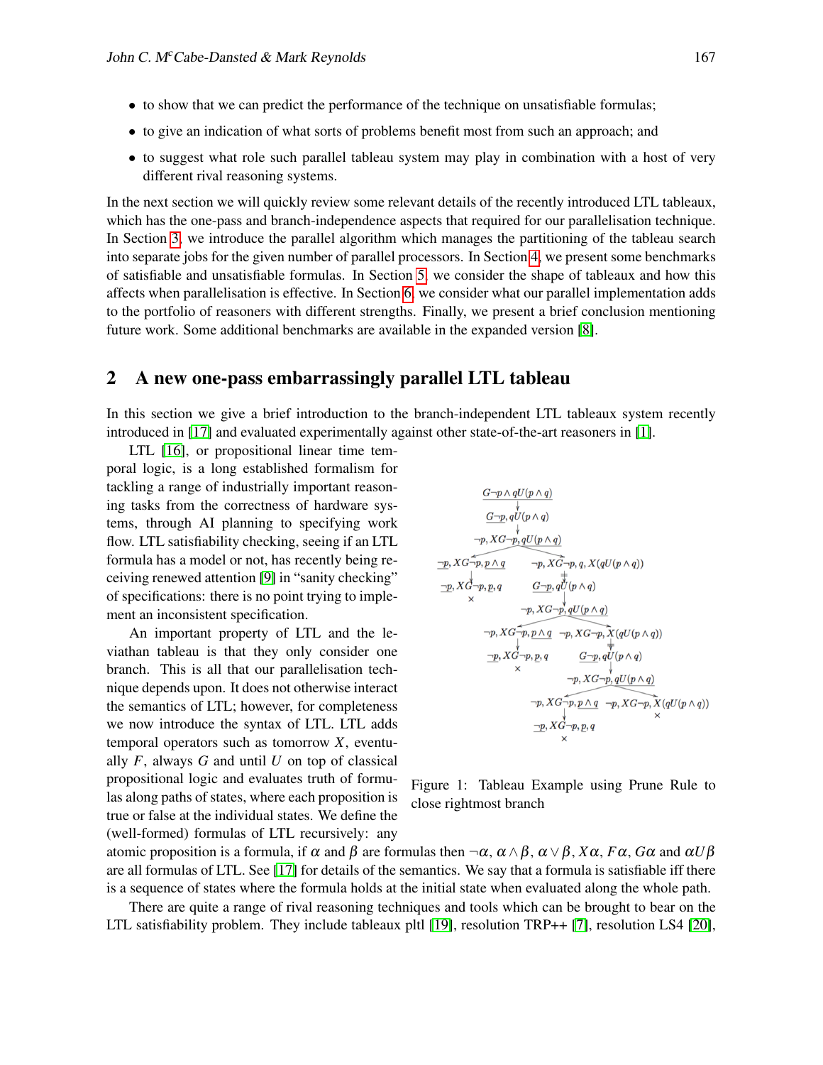- to show that we can predict the performance of the technique on unsatisfiable formulas;
- to give an indication of what sorts of problems benefit most from such an approach; and
- to suggest what role such parallel tableau system may play in combination with a host of very different rival reasoning systems.

In the next section we will quickly review some relevant details of the recently introduced LTL tableaux, which has the one-pass and branch-independence aspects that required for our parallelisation technique. In Section 3, we introduce the parallel algorithm which manages the partitioning of the tableau search into separate jobs for the given number of parallel processors. In Section 4, we present some benchmarks of satisfiable and unsatisfiable formulas. In Section 5, we consider the shape of tableaux and how this affects when parallelisation is effective. In Section 6, we consider what our parallel implementation adds to the portfolio of reasoners with different strengths. Finally, we present a brief conclusion mentioning future work. Some additional benchmarks are available in the expanded version [8].

## 2 A new one-pass embarrassingly parallel LTL tableau

In this section we give a brief introduction to the branch-independent LTL tableaux system recently introduced in [17] and evaluated experimentally against other state-of-the-art reasoners in [1].

LTL [16], or propositional linear time temporal logic, is a long established formalism for tackling a range of industrially important reasoning tasks from the correctness of hardware systems, through AI planning to specifying work flow. LTL satisfiability checking, seeing if an LTL formula has a model or not, has recently being receiving renewed attention [9] in "sanity checking" of specifications: there is no point trying to implement an inconsistent specification.

An important property of LTL and the leviathan tableau is that they only consider one branch. This is all that our parallelisation technique depends upon. It does not otherwise interact the semantics of LTL; however, for completeness we now introduce the syntax of LTL. LTL adds temporal operators such as tomorrow $X$, eventually $F$, always $G$ and until $U$ on top of classical propositional logic and evaluates truth of formulas along paths of states, where each proposition is true or false at the individual states. We define the (well-formed) formulas of LTL recursively: any atomic proposition is a formula, if $\alpha$ and $\beta$ are formulas then $\neg\alpha$, $\alpha \wedge \beta$, $\alpha \vee \beta$, $X\alpha$, $F\alpha$, $G\alpha$ and $\alpha U \beta$ are all formulas of LTL. See [17] for details of the semantics. We say that a formula is satisfiable iff there is a sequence of states where the formula holds at the initial state when evaluated along the whole path.

$G\neg p \wedge qU(p \wedge q)$

$G\neg p, qU(p \wedge q)$

$\neg p, XG\neg p, qU(p \wedge q)$

$\neg p, XG\neg p, p \wedge q$ | $\neg p, XG\neg p, q, X(qU(p \wedge q))$

$\neg p, XG\neg p, p, q$ × | $G\neg p, qU(p \wedge q)$

$\neg p, XG\neg p, qU(p \wedge q)$

$\neg p, XG\neg p, p \wedge q$ | $\neg p, XG\neg p, X(qU(p \wedge q))$

$\neg p, XG\neg p, p, q$ × | $G\neg p, qU(p \wedge q)$

$\neg p, XG\neg p, qU(p \wedge q)$

$\neg p, XG\neg p, p \wedge q$ | $\neg p, XG\neg p, X(qU(p \wedge q))$ ×

$\neg p, XG\neg p, p, q$ ×

Figure 1: Tableau Example using Prune Rule to close rightmost branch

There are quite a range of rival reasoning techniques and tools which can be brought to bear on the LTL satisfiability problem. They include tableaux pltl [19], resolution TRP++ [7], resolution LS4 [20],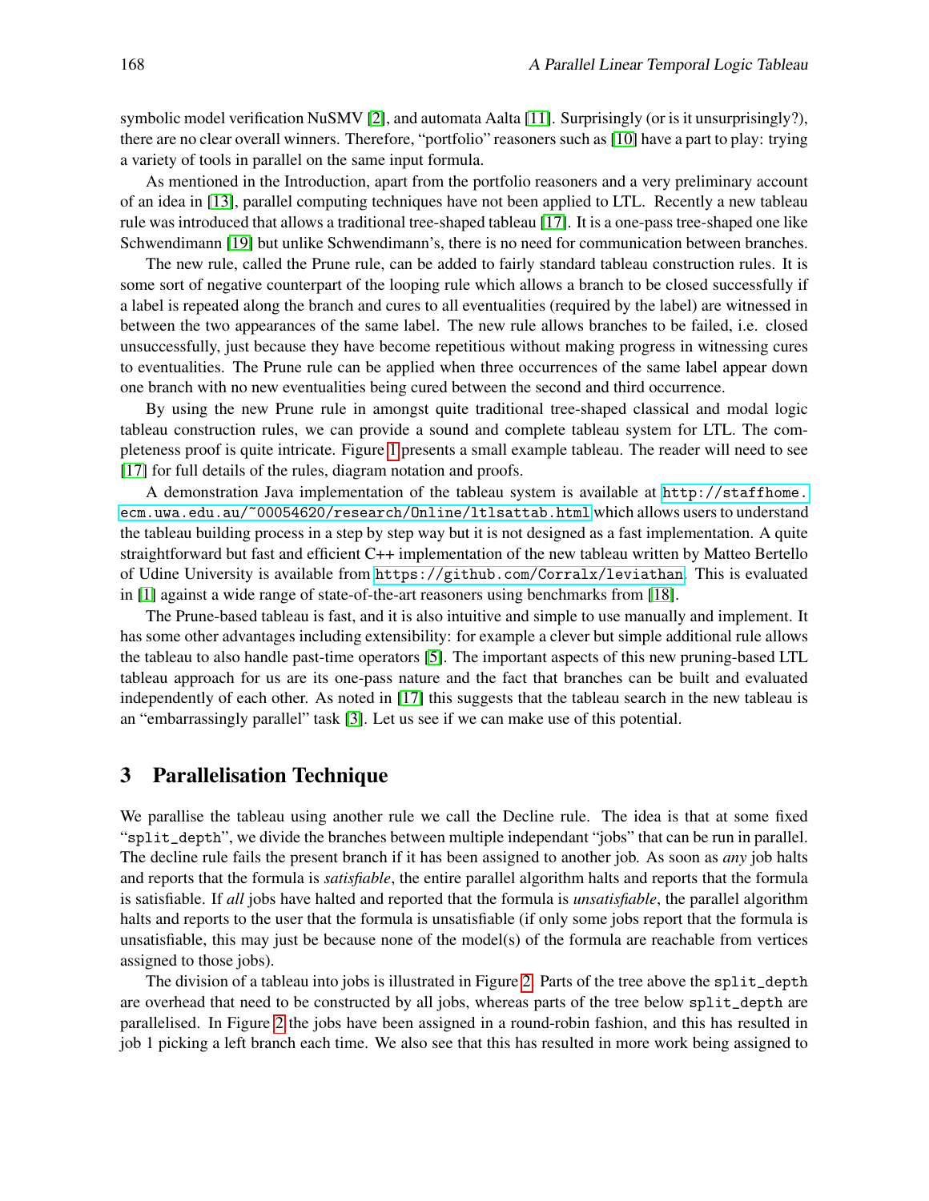symbolic model verification NuSMV [2], and automata Aalta [11]. Surprisingly (or is it unsurprisingly?), there are no clear overall winners. Therefore, "portfolio" reasoners such as [10] have a part to play: trying a variety of tools in parallel on the same input formula.

As mentioned in the Introduction, apart from the portfolio reasoners and a very preliminary account of an idea in [13], parallel computing techniques have not been applied to LTL. Recently a new tableau rule was introduced that allows a traditional tree-shaped tableau [17]. It is a one-pass tree-shaped one like Schwendimann [19] but unlike Schwendimann's, there is no need for communication between branches.

The new rule, called the Prune rule, can be added to fairly standard tableau construction rules. It is some sort of negative counterpart of the looping rule which allows a branch to be closed successfully if a label is repeated along the branch and cures to all eventualities (required by the label) are witnessed in between the two appearances of the same label. The new rule allows branches to be failed, i.e. closed unsuccessfully, just because they have become repetitious without making progress in witnessing cures to eventualities. The Prune rule can be applied when three occurrences of the same label appear down one branch with no new eventualities being cured between the second and third occurrence.

By using the new Prune rule in amongst quite traditional tree-shaped classical and modal logic tableau construction rules, we can provide a sound and complete tableau system for LTL. The completeness proof is quite intricate. Figure 1 presents a small example tableau. The reader will need to see [17] for full details of the rules, diagram notation and proofs.

A demonstration Java implementation of the tableau system is available at http://staffhome.ecm.uwa.edu.au/~00054620/research/Online/ltlsattab.html which allows users to understand the tableau building process in a step by step way but it is not designed as a fast implementation. A quite straightforward but fast and efficient C++ implementation of the new tableau written by Matteo Bertello of Udine University is available from https://github.com/Corralx/leviathan. This is evaluated in [1] against a wide range of state-of-the-art reasoners using benchmarks from [18].

The Prune-based tableau is fast, and it is also intuitive and simple to use manually and implement. It has some other advantages including extensibility: for example a clever but simple additional rule allows the tableau to also handle past-time operators [5]. The important aspects of this new pruning-based LTL tableau approach for us are its one-pass nature and the fact that branches can be built and evaluated independently of each other. As noted in [17] this suggests that the tableau search in the new tableau is an "embarrassingly parallel" task [3]. Let us see if we can make use of this potential.

## 3 Parallelisation Technique

We parallise the tableau using another rule we call the Decline rule. The idea is that at some fixed "split_depth", we divide the branches between multiple independant "jobs" that can be run in parallel. The decline rule fails the present branch if it has been assigned to another job. As soon as *any* job halts and reports that the formula is *satisfiable*, the entire parallel algorithm halts and reports that the formula is satisfiable. If *all* jobs have halted and reported that the formula is *unsatisfiable*, the parallel algorithm halts and reports to the user that the formula is unsatisfiable (if only some jobs report that the formula is unsatisfiable, this may just be because none of the model(s) of the formula are reachable from vertices assigned to those jobs).

The division of a tableau into jobs is illustrated in Figure 2. Parts of the tree above the split_depth are overhead that need to be constructed by all jobs, whereas parts of the tree below split_depth are parallelised. In Figure 2 the jobs have been assigned in a round-robin fashion, and this has resulted in job 1 picking a left branch each time. We also see that this has resulted in more work being assigned to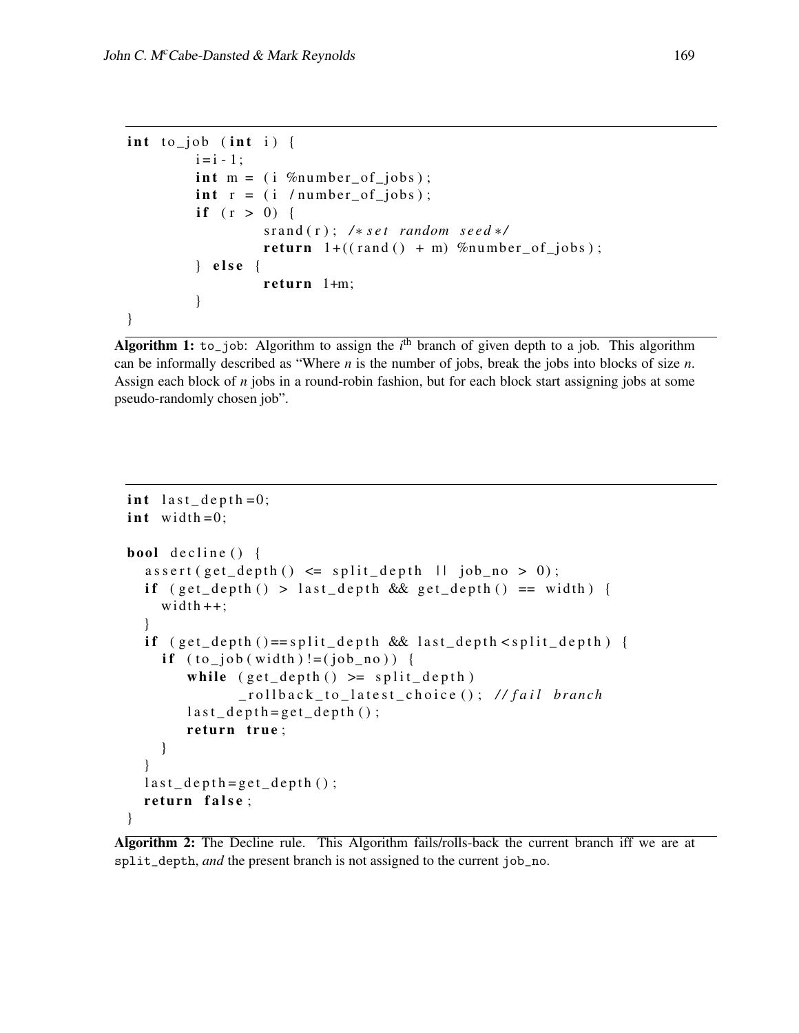```
int to_job (int i) {
        i=i-1;
        int m = (i %number_of_jobs);
        int r = (i /number_of_jobs);
        if (r > 0) {
                srand(r); /*set random seed*/
                return 1+((rand() + m) %number_of_jobs);
        } else {
                return 1+m;
        }
}
```

**Algorithm 1:** `to_job`: Algorithm to assign the $i^{th}$ branch of given depth to a job. This algorithm can be informally described as "Where *n* is the number of jobs, break the jobs into blocks of size *n*. Assign each block of *n* jobs in a round-robin fashion, but for each block start assigning jobs at some pseudo-randomly chosen job".

```
int last_depth=0;
int width=0;

bool decline() {
  assert(get_depth() <= split_depth || job_no > 0);
  if (get_depth() > last_depth && get_depth() == width) {
    width++;
  }
  if (get_depth()==split_depth && last_depth<split_depth) {
    if (to_job(width)!=(job_no)) {
       while (get_depth() >= split_depth)
             _rollback_to_latest_choice(); //fail branch
       last_depth=get_depth();
       return true;
    }
  }
  last_depth=get_depth();
  return false;
}
```

**Algorithm 2:** The Decline rule. This Algorithm fails/rolls-back the current branch iff we are at `split_depth`, *and* the present branch is not assigned to the current `job_no`.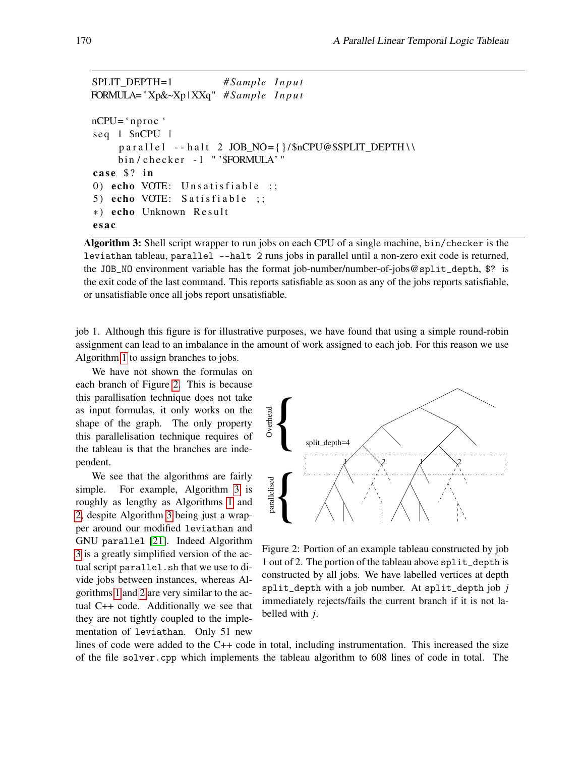```
SPLIT_DEPTH=1            #Sample Input
FORMULA="Xp&~Xp|XXq"  #Sample Input

nCPU=`nproc`
seq 1 $nCPU |
     parallel --halt 2 JOB_NO={}/$nCPU@$SPLIT_DEPTH\\
     bin/checker -l "'$FORMULA'"
case $? in
0) echo VOTE: Unsatisfiable ;;
5) echo VOTE: Satisfiable ;;
*) echo Unknown Result
esac
```

**Algorithm 3:** Shell script wrapper to run jobs on each CPU of a single machine, `bin/checker` is the `leviathan` tableau, `parallel --halt 2` runs jobs in parallel until a non-zero exit code is returned, the `JOB_NO` environment variable has the format job-number/number-of-jobs@`split_depth`, `$?` is the exit code of the last command. This reports satisfiable as soon as any of the jobs reports satisfiable, or unsatisfiable once all jobs report unsatisfiable.

job 1. Although this figure is for illustrative purposes, we have found that using a simple round-robin assignment can lead to an imbalance in the amount of work assigned to each job. For this reason we use Algorithm 1 to assign branches to jobs.

We have not shown the formulas on each branch of Figure 2. This is because this parallisation technique does not take as input formulas, it only works on the shape of the graph. The only property this parallelisation technique requires of the tableau is that the branches are independent.

We see that the algorithms are fairly simple. For example, Algorithm 3 is roughly as lengthy as Algorithms 1 and 2, despite Algorithm 3 being just a wrapper around our modified `leviathan` and GNU `parallel` [21]. Indeed Algorithm 3 is a greatly simplified version of the actual script `parallel.sh` that we use to divide jobs between instances, whereas Algorithms 1 and 2 are very similar to the actual C++ code. Additionally we see that they are not tightly coupled to the implementation of `leviathan`. Only 51 new lines of code were added to the C++ code in total, including instrumentation. This increased the size of the file `solver.cpp` which implements the tableau algorithm to 608 lines of code in total. The

Figure 2: Portion of an example tableau constructed by job 1 out of 2. The portion of the tableau above `split_depth` is constructed by all jobs. We have labelled vertices at depth `split_depth` with a job number. At `split_depth` job $j$ immediately rejects/fails the current branch if it is not labelled with $j$.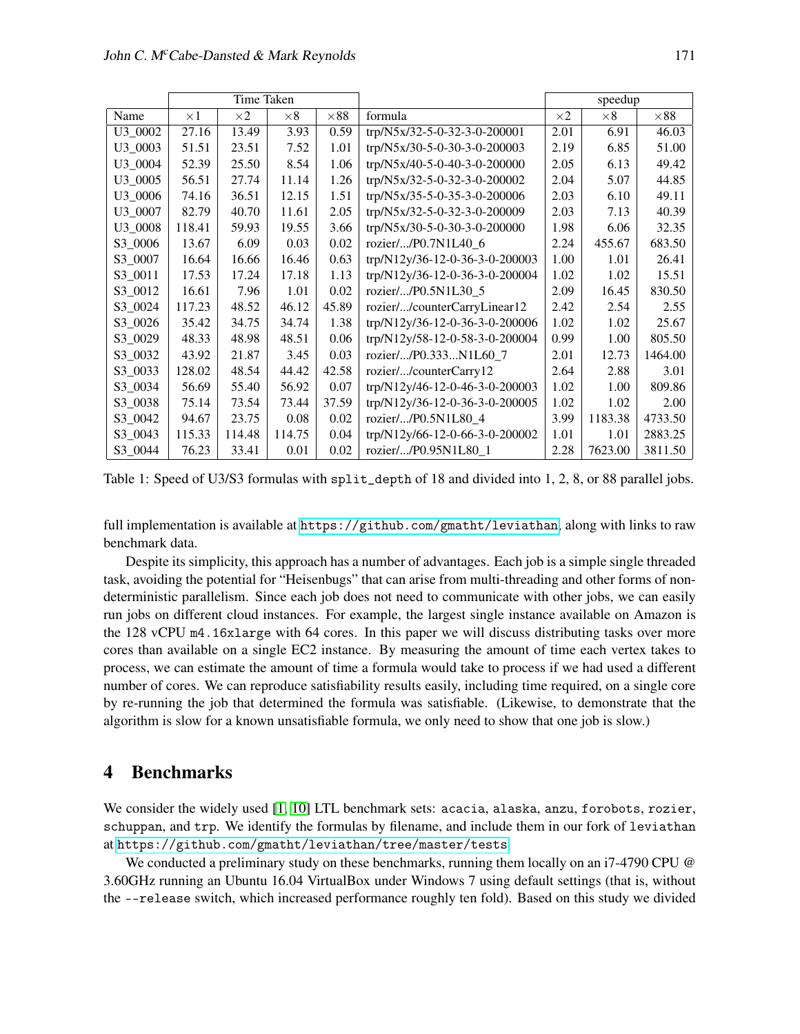| | Time Taken | | | | | speedup | | |
|---|---|---|---|---|---|---|---|---|
| Name | $\times 1$ | $\times 2$ | $\times 8$ | $\times 88$ | formula | $\times 2$ | $\times 8$ | $\times 88$ |
| U3_0002 | 27.16 | 13.49 | 3.93 | 0.59 | trp/N5x/32-5-0-32-3-0-200001 | 2.01 | 6.91 | 46.03 |
| U3_0003 | 51.51 | 23.51 | 7.52 | 1.01 | trp/N5x/30-5-0-30-3-0-200003 | 2.19 | 6.85 | 51.00 |
| U3_0004 | 52.39 | 25.50 | 8.54 | 1.06 | trp/N5x/40-5-0-40-3-0-200000 | 2.05 | 6.13 | 49.42 |
| U3_0005 | 56.51 | 27.74 | 11.14 | 1.26 | trp/N5x/32-5-0-32-3-0-200002 | 2.04 | 5.07 | 44.85 |
| U3_0006 | 74.16 | 36.51 | 12.15 | 1.51 | trp/N5x/35-5-0-35-3-0-200006 | 2.03 | 6.10 | 49.11 |
| U3_0007 | 82.79 | 40.70 | 11.61 | 2.05 | trp/N5x/32-5-0-32-3-0-200009 | 2.03 | 7.13 | 40.39 |
| U3_0008 | 118.41 | 59.93 | 19.55 | 3.66 | trp/N5x/30-5-0-30-3-0-200000 | 1.98 | 6.06 | 32.35 |
| S3_0006 | 13.67 | 6.09 | 0.03 | 0.02 | rozier/.../P0.7N1L40_6 | 2.24 | 455.67 | 683.50 |
| S3_0007 | 16.64 | 16.66 | 16.46 | 0.63 | trp/N12y/36-12-0-36-3-0-200003 | 1.00 | 1.01 | 26.41 |
| S3_0011 | 17.53 | 17.24 | 17.18 | 1.13 | trp/N12y/36-12-0-36-3-0-200004 | 1.02 | 1.02 | 15.51 |
| S3_0012 | 16.61 | 7.96 | 1.01 | 0.02 | rozier/.../P0.5N1L30_5 | 2.09 | 16.45 | 830.50 |
| S3_0024 | 117.23 | 48.52 | 46.12 | 45.89 | rozier/.../counterCarryLinear12 | 2.42 | 2.54 | 2.55 |
| S3_0026 | 35.42 | 34.75 | 34.74 | 1.38 | trp/N12y/36-12-0-36-3-0-200006 | 1.02 | 1.02 | 25.67 |
| S3_0029 | 48.33 | 48.98 | 48.51 | 0.06 | trp/N12y/58-12-0-58-3-0-200004 | 0.99 | 1.00 | 805.50 |
| S3_0032 | 43.92 | 21.87 | 3.45 | 0.03 | rozier/.../P0.333...N1L60_7 | 2.01 | 12.73 | 1464.00 |
| S3_0033 | 128.02 | 48.54 | 44.42 | 42.58 | rozier/.../counterCarry12 | 2.64 | 2.88 | 3.01 |
| S3_0034 | 56.69 | 55.40 | 56.92 | 0.07 | trp/N12y/46-12-0-46-3-0-200003 | 1.02 | 1.00 | 809.86 |
| S3_0038 | 75.14 | 73.54 | 73.44 | 37.59 | trp/N12y/36-12-0-36-3-0-200005 | 1.02 | 1.02 | 2.00 |
| S3_0042 | 94.67 | 23.75 | 0.08 | 0.02 | rozier/.../P0.5N1L80_4 | 3.99 | 1183.38 | 4733.50 |
| S3_0043 | 115.33 | 114.48 | 114.75 | 0.04 | trp/N12y/66-12-0-66-3-0-200002 | 1.01 | 1.01 | 2883.25 |
| S3_0044 | 76.23 | 33.41 | 0.01 | 0.02 | rozier/.../P0.95N1L80_1 | 2.28 | 7623.00 | 3811.50 |

Table 1: Speed of U3/S3 formulas with `split_depth` of 18 and divided into 1, 2, 8, or 88 parallel jobs.

full implementation is available at https://github.com/gmatht/leviathan, along with links to raw benchmark data.

Despite its simplicity, this approach has a number of advantages. Each job is a simple single threaded task, avoiding the potential for "Heisenbugs" that can arise from multi-threading and other forms of non-deterministic parallelism. Since each job does not need to communicate with other jobs, we can easily run jobs on different cloud instances. For example, the largest single instance available on Amazon is the 128 vCPU `m4.16xlarge` with 64 cores. In this paper we will discuss distributing tasks over more cores than available on a single EC2 instance. By measuring the amount of time each vertex takes to process, we can estimate the amount of time a formula would take to process if we had used a different number of cores. We can reproduce satisfiability results easily, including time required, on a single core by re-running the job that determined the formula was satisfiable. (Likewise, to demonstrate that the algorithm is slow for a known unsatisfiable formula, we only need to show that one job is slow.)

## 4 Benchmarks

We consider the widely used [1, 10] LTL benchmark sets: `acacia`, `alaska`, `anzu`, `forobots`, `rozier`, `schuppan`, and `trp`. We identify the formulas by filename, and include them in our fork of `leviathan` at https://github.com/gmatht/leviathan/tree/master/tests.

We conducted a preliminary study on these benchmarks, running them locally on an i7-4790 CPU @ 3.60GHz running an Ubuntu 16.04 VirtualBox under Windows 7 using default settings (that is, without the `--release` switch, which increased performance roughly ten fold). Based on this study we divided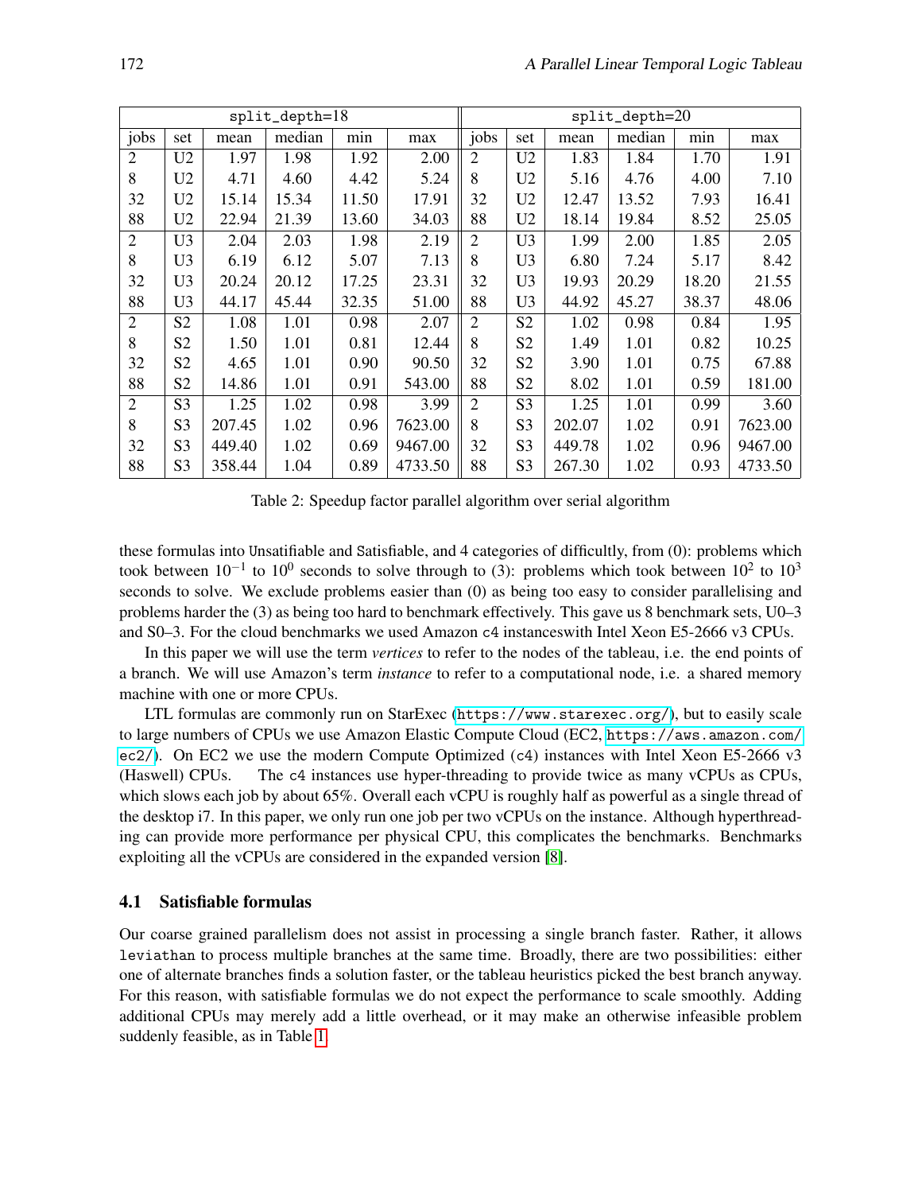| split_depth=18 | | | | | | split_depth=20 | | | | | |
|---|---|---|---|---|---|---|---|---|---|---|---|
| jobs | set | mean | median | min | max | jobs | set | mean | median | min | max |
| 2 | U2 | 1.97 | 1.98 | 1.92 | 2.00 | 2 | U2 | 1.83 | 1.84 | 1.70 | 1.91 |
| 8 | U2 | 4.71 | 4.60 | 4.42 | 5.24 | 8 | U2 | 5.16 | 4.76 | 4.00 | 7.10 |
| 32 | U2 | 15.14 | 15.34 | 11.50 | 17.91 | 32 | U2 | 12.47 | 13.52 | 7.93 | 16.41 |
| 88 | U2 | 22.94 | 21.39 | 13.60 | 34.03 | 88 | U2 | 18.14 | 19.84 | 8.52 | 25.05 |
| 2 | U3 | 2.04 | 2.03 | 1.98 | 2.19 | 2 | U3 | 1.99 | 2.00 | 1.85 | 2.05 |
| 8 | U3 | 6.19 | 6.12 | 5.07 | 7.13 | 8 | U3 | 6.80 | 7.24 | 5.17 | 8.42 |
| 32 | U3 | 20.24 | 20.12 | 17.25 | 23.31 | 32 | U3 | 19.93 | 20.29 | 18.20 | 21.55 |
| 88 | U3 | 44.17 | 45.44 | 32.35 | 51.00 | 88 | U3 | 44.92 | 45.27 | 38.37 | 48.06 |
| 2 | S2 | 1.08 | 1.01 | 0.98 | 2.07 | 2 | S2 | 1.02 | 0.98 | 0.84 | 1.95 |
| 8 | S2 | 1.50 | 1.01 | 0.81 | 12.44 | 8 | S2 | 1.49 | 1.01 | 0.82 | 10.25 |
| 32 | S2 | 4.65 | 1.01 | 0.90 | 90.50 | 32 | S2 | 3.90 | 1.01 | 0.75 | 67.88 |
| 88 | S2 | 14.86 | 1.01 | 0.91 | 543.00 | 88 | S2 | 8.02 | 1.01 | 0.59 | 181.00 |
| 2 | S3 | 1.25 | 1.02 | 0.98 | 3.99 | 2 | S3 | 1.25 | 1.01 | 0.99 | 3.60 |
| 8 | S3 | 207.45 | 1.02 | 0.96 | 7623.00 | 8 | S3 | 202.07 | 1.02 | 0.91 | 7623.00 |
| 32 | S3 | 449.40 | 1.02 | 0.69 | 9467.00 | 32 | S3 | 449.78 | 1.02 | 0.96 | 9467.00 |
| 88 | S3 | 358.44 | 1.04 | 0.89 | 4733.50 | 88 | S3 | 267.30 | 1.02 | 0.93 | 4733.50 |

Table 2: Speedup factor parallel algorithm over serial algorithm

these formulas into Unsatifiable and Satisfiable, and 4 categories of difficultly, from (0): problems which took between $10^{-1}$ to $10^{0}$ seconds to solve through to (3): problems which took between $10^{2}$ to $10^{3}$ seconds to solve. We exclude problems easier than (0) as being too easy to consider parallelising and problems harder the (3) as being too hard to benchmark effectively. This gave us 8 benchmark sets, U0–3 and S0–3. For the cloud benchmarks we used Amazon c4 instanceswith Intel Xeon E5-2666 v3 CPUs.

In this paper we will use the term *vertices* to refer to the nodes of the tableau, i.e. the end points of a branch. We will use Amazon's term *instance* to refer to a computational node, i.e. a shared memory machine with one or more CPUs.

LTL formulas are commonly run on StarExec (https://www.starexec.org/), but to easily scale to large numbers of CPUs we use Amazon Elastic Compute Cloud (EC2, https://aws.amazon.com/ec2/). On EC2 we use the modern Compute Optimized (c4) instances with Intel Xeon E5-2666 v3 (Haswell) CPUs. The c4 instances use hyper-threading to provide twice as many vCPUs as CPUs, which slows each job by about 65%. Overall each vCPU is roughly half as powerful as a single thread of the desktop i7. In this paper, we only run one job per two vCPUs on the instance. Although hyperthreading can provide more performance per physical CPU, this complicates the benchmarks. Benchmarks exploiting all the vCPUs are considered in the expanded version [8].

### 4.1 Satisfiable formulas

Our coarse grained parallelism does not assist in processing a single branch faster. Rather, it allows leviathan to process multiple branches at the same time. Broadly, there are two possibilities: either one of alternate branches finds a solution faster, or the tableau heuristics picked the best branch anyway. For this reason, with satisfiable formulas we do not expect the performance to scale smoothly. Adding additional CPUs may merely add a little overhead, or it may make an otherwise infeasible problem suddenly feasible, as in Table 1.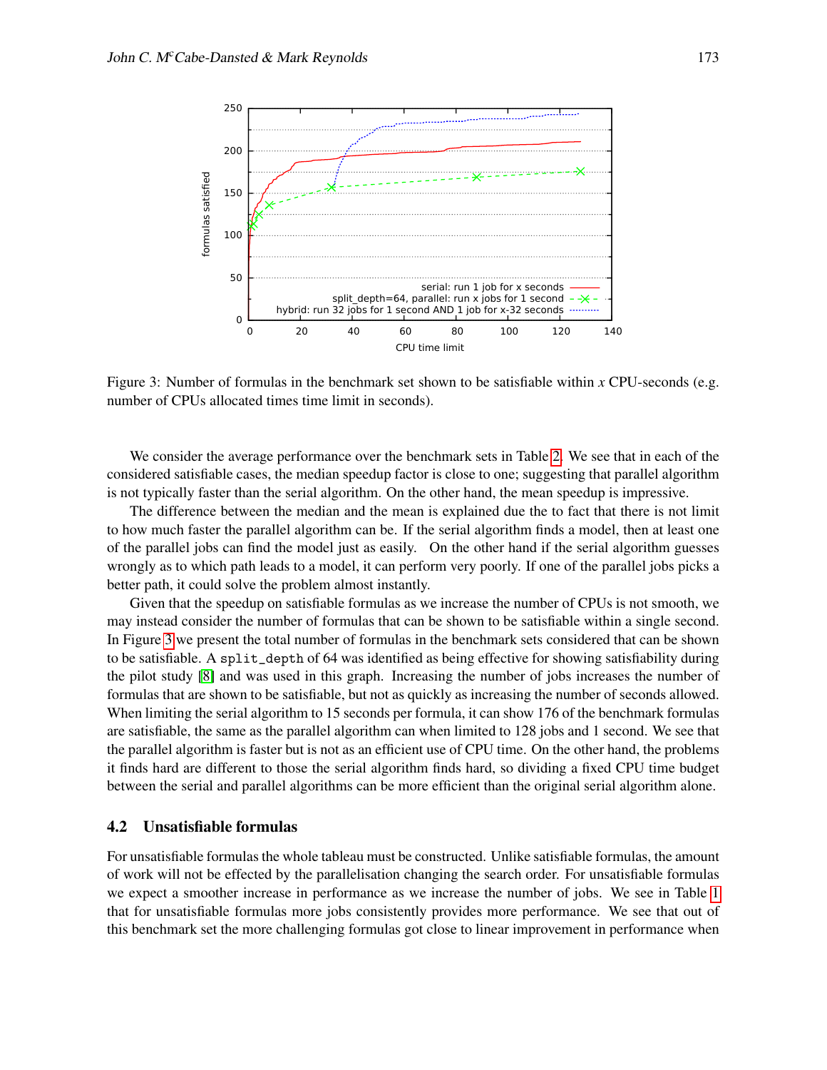Figure 3: Number of formulas in the benchmark set shown to be satisfiable within $x$ CPU-seconds (e.g. number of CPUs allocated times time limit in seconds).

We consider the average performance over the benchmark sets in Table 2. We see that in each of the considered satisfiable cases, the median speedup factor is close to one; suggesting that parallel algorithm is not typically faster than the serial algorithm. On the other hand, the mean speedup is impressive.

The difference between the median and the mean is explained due the to fact that there is not limit to how much faster the parallel algorithm can be. If the serial algorithm finds a model, then at least one of the parallel jobs can find the model just as easily. On the other hand if the serial algorithm guesses wrongly as to which path leads to a model, it can perform very poorly. If one of the parallel jobs picks a better path, it could solve the problem almost instantly.

Given that the speedup on satisfiable formulas as we increase the number of CPUs is not smooth, we may instead consider the number of formulas that can be shown to be satisfiable within a single second. In Figure 3 we present the total number of formulas in the benchmark sets considered that can be shown to be satisfiable. A `split_depth` of 64 was identified as being effective for showing satisfiability during the pilot study [8] and was used in this graph. Increasing the number of jobs increases the number of formulas that are shown to be satisfiable, but not as quickly as increasing the number of seconds allowed. When limiting the serial algorithm to 15 seconds per formula, it can show 176 of the benchmark formulas are satisfiable, the same as the parallel algorithm can when limited to 128 jobs and 1 second. We see that the parallel algorithm is faster but is not as an efficient use of CPU time. On the other hand, the problems it finds hard are different to those the serial algorithm finds hard, so dividing a fixed CPU time budget between the serial and parallel algorithms can be more efficient than the original serial algorithm alone.

### 4.2 Unsatisfiable formulas

For unsatisfiable formulas the whole tableau must be constructed. Unlike satisfiable formulas, the amount of work will not be effected by the parallelisation changing the search order. For unsatisfiable formulas we expect a smoother increase in performance as we increase the number of jobs. We see in Table 1 that for unsatisfiable formulas more jobs consistently provides more performance. We see that out of this benchmark set the more challenging formulas got close to linear improvement in performance when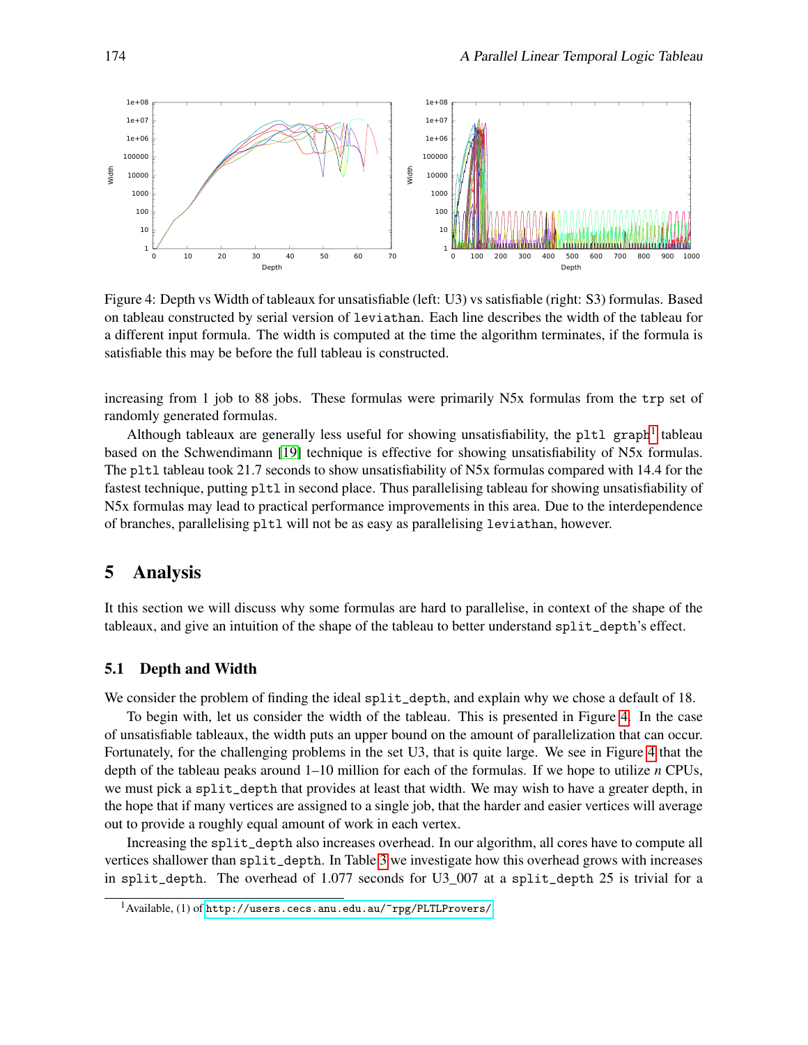Figure 4: Depth vs Width of tableaux for unsatisfiable (left: U3) vs satisfiable (right: S3) formulas. Based on tableau constructed by serial version of `leviathan`. Each line describes the width of the tableau for a different input formula. The width is computed at the time the algorithm terminates, if the formula is satisfiable this may be before the full tableau is constructed.

increasing from 1 job to 88 jobs. These formulas were primarily N5x formulas from the `trp` set of randomly generated formulas.

Although tableaux are generally less useful for showing unsatisfiability, the `pltl graph`[1] tableau based on the Schwendimann [19] technique is effective for showing unsatisfiability of N5x formulas. The `pltl` tableau took 21.7 seconds to show unsatisfiability of N5x formulas compared with 14.4 for the fastest technique, putting `pltl` in second place. Thus parallelising tableau for showing unsatisfiability of N5x formulas may lead to practical performance improvements in this area. Due to the interdependence of branches, parallelising `pltl` will not be as easy as parallelising `leviathan`, however.

## 5 Analysis

It this section we will discuss why some formulas are hard to parallelise, in context of the shape of the tableaux, and give an intuition of the shape of the tableau to better understand `split_depth`'s effect.

### 5.1 Depth and Width

We consider the problem of finding the ideal `split_depth`, and explain why we chose a default of 18.

To begin with, let us consider the width of the tableau. This is presented in Figure 4. In the case of unsatisfiable tableaux, the width puts an upper bound on the amount of parallelization that can occur. Fortunately, for the challenging problems in the set U3, that is quite large. We see in Figure 4 that the depth of the tableau peaks around 1–10 million for each of the formulas. If we hope to utilize $n$ CPUs, we must pick a `split_depth` that provides at least that width. We may wish to have a greater depth, in the hope that if many vertices are assigned to a single job, that the harder and easier vertices will average out to provide a roughly equal amount of work in each vertex.

Increasing the `split_depth` also increases overhead. In our algorithm, all cores have to compute all vertices shallower than `split_depth`. In Table 3 we investigate how this overhead grows with increases in `split_depth`. The overhead of 1.077 seconds for U3_007 at a `split_depth` 25 is trivial for a

[1] Available, (1) of http://users.cecs.anu.edu.au/~rpg/PLTLProvers/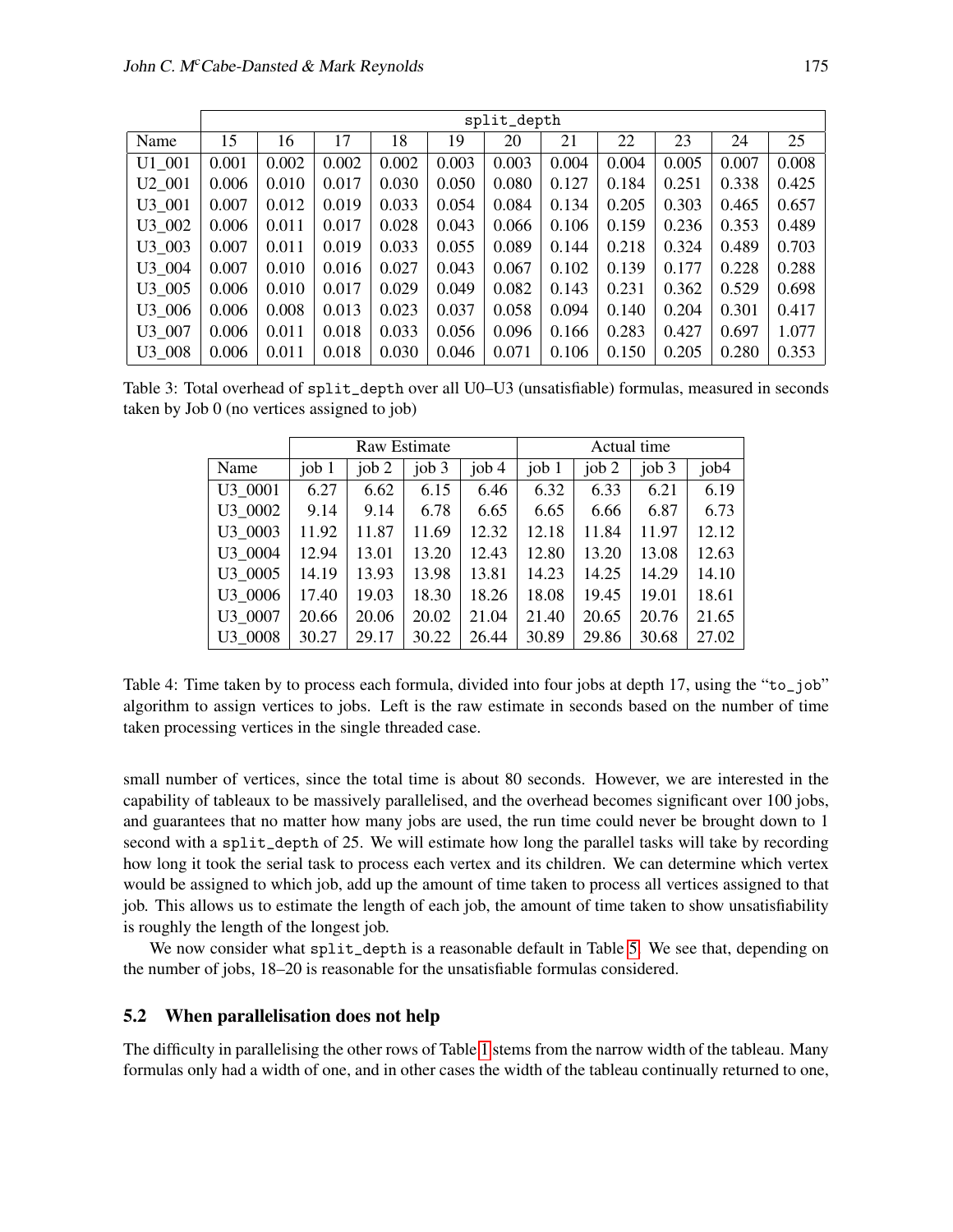| | split_depth | | | | | | | | | | |
|---|---|---|---|---|---|---|---|---|---|---|---|
| Name | 15 | 16 | 17 | 18 | 19 | 20 | 21 | 22 | 23 | 24 | 25 |
| U1_001 | 0.001 | 0.002 | 0.002 | 0.002 | 0.003 | 0.003 | 0.004 | 0.004 | 0.005 | 0.007 | 0.008 |
| U2_001 | 0.006 | 0.010 | 0.017 | 0.030 | 0.050 | 0.080 | 0.127 | 0.184 | 0.251 | 0.338 | 0.425 |
| U3_001 | 0.007 | 0.012 | 0.019 | 0.033 | 0.054 | 0.084 | 0.134 | 0.205 | 0.303 | 0.465 | 0.657 |
| U3_002 | 0.006 | 0.011 | 0.017 | 0.028 | 0.043 | 0.066 | 0.106 | 0.159 | 0.236 | 0.353 | 0.489 |
| U3_003 | 0.007 | 0.011 | 0.019 | 0.033 | 0.055 | 0.089 | 0.144 | 0.218 | 0.324 | 0.489 | 0.703 |
| U3_004 | 0.007 | 0.010 | 0.016 | 0.027 | 0.043 | 0.067 | 0.102 | 0.139 | 0.177 | 0.228 | 0.288 |
| U3_005 | 0.006 | 0.010 | 0.017 | 0.029 | 0.049 | 0.082 | 0.143 | 0.231 | 0.362 | 0.529 | 0.698 |
| U3_006 | 0.006 | 0.008 | 0.013 | 0.023 | 0.037 | 0.058 | 0.094 | 0.140 | 0.204 | 0.301 | 0.417 |
| U3_007 | 0.006 | 0.011 | 0.018 | 0.033 | 0.056 | 0.096 | 0.166 | 0.283 | 0.427 | 0.697 | 1.077 |
| U3_008 | 0.006 | 0.011 | 0.018 | 0.030 | 0.046 | 0.071 | 0.106 | 0.150 | 0.205 | 0.280 | 0.353 |

Table 3: Total overhead of split_depth over all U0–U3 (unsatisfiable) formulas, measured in seconds taken by Job 0 (no vertices assigned to job)

| | Raw Estimate | | | | Actual time | | | |
|---|---|---|---|---|---|---|---|---|
| Name | job 1 | job 2 | job 3 | job 4 | job 1 | job 2 | job 3 | job4 |
| U3_0001 | 6.27 | 6.62 | 6.15 | 6.46 | 6.32 | 6.33 | 6.21 | 6.19 |
| U3_0002 | 9.14 | 9.14 | 6.78 | 6.65 | 6.65 | 6.66 | 6.87 | 6.73 |
| U3_0003 | 11.92 | 11.87 | 11.69 | 12.32 | 12.18 | 11.84 | 11.97 | 12.12 |
| U3_0004 | 12.94 | 13.01 | 13.20 | 12.43 | 12.80 | 13.20 | 13.08 | 12.63 |
| U3_0005 | 14.19 | 13.93 | 13.98 | 13.81 | 14.23 | 14.25 | 14.29 | 14.10 |
| U3_0006 | 17.40 | 19.03 | 18.30 | 18.26 | 18.08 | 19.45 | 19.01 | 18.61 |
| U3_0007 | 20.66 | 20.06 | 20.02 | 21.04 | 21.40 | 20.65 | 20.76 | 21.65 |
| U3_0008 | 30.27 | 29.17 | 30.22 | 26.44 | 30.89 | 29.86 | 30.68 | 27.02 |

Table 4: Time taken by to process each formula, divided into four jobs at depth 17, using the "to_job" algorithm to assign vertices to jobs. Left is the raw estimate in seconds based on the number of time taken processing vertices in the single threaded case.

small number of vertices, since the total time is about 80 seconds. However, we are interested in the capability of tableaux to be massively parallelised, and the overhead becomes significant over 100 jobs, and guarantees that no matter how many jobs are used, the run time could never be brought down to 1 second with a split_depth of 25. We will estimate how long the parallel tasks will take by recording how long it took the serial task to process each vertex and its children. We can determine which vertex would be assigned to which job, add up the amount of time taken to process all vertices assigned to that job. This allows us to estimate the length of each job, the amount of time taken to show unsatisfiability is roughly the length of the longest job.

We now consider what split_depth is a reasonable default in Table 5. We see that, depending on the number of jobs, 18–20 is reasonable for the unsatisfiable formulas considered.

### 5.2 When parallelisation does not help

The difficulty in parallelising the other rows of Table 1 stems from the narrow width of the tableau. Many formulas only had a width of one, and in other cases the width of the tableau continually returned to one,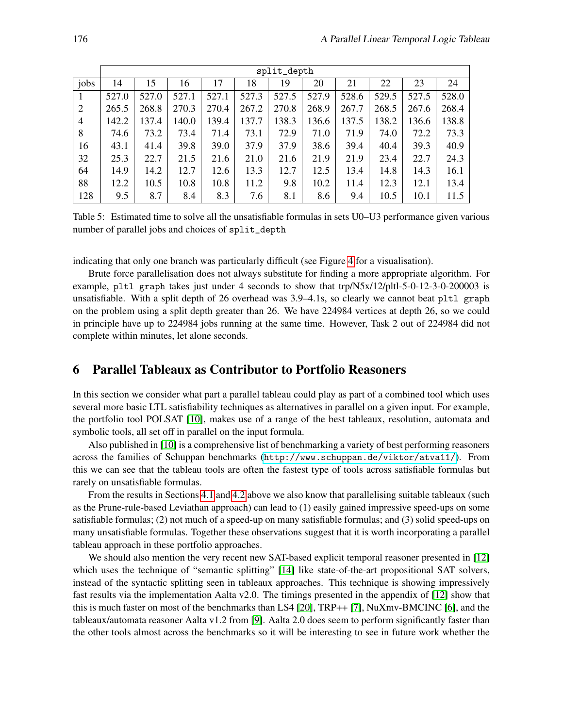| | split_depth | | | | | | | | | | |
|---|---|---|---|---|---|---|---|---|---|---|---|
| jobs | 14 | 15 | 16 | 17 | 18 | 19 | 20 | 21 | 22 | 23 | 24 |
| 1 | 527.0 | 527.0 | 527.1 | 527.1 | 527.3 | 527.5 | 527.9 | 528.6 | 529.5 | 527.5 | 528.0 |
| 2 | 265.5 | 268.8 | 270.3 | 270.4 | 267.2 | 270.8 | 268.9 | 267.7 | 268.5 | 267.6 | 268.4 |
| 4 | 142.2 | 137.4 | 140.0 | 139.4 | 137.7 | 138.3 | 136.6 | 137.5 | 138.2 | 136.6 | 138.8 |
| 8 | 74.6 | 73.2 | 73.4 | 71.4 | 73.1 | 72.9 | 71.0 | 71.9 | 74.0 | 72.2 | 73.3 |
| 16 | 43.1 | 41.4 | 39.8 | 39.0 | 37.9 | 37.9 | 38.6 | 39.4 | 40.4 | 39.3 | 40.9 |
| 32 | 25.3 | 22.7 | 21.5 | 21.6 | 21.0 | 21.6 | 21.9 | 21.9 | 23.4 | 22.7 | 24.3 |
| 64 | 14.9 | 14.2 | 12.7 | 12.6 | 13.3 | 12.7 | 12.5 | 13.4 | 14.8 | 14.3 | 16.1 |
| 88 | 12.2 | 10.5 | 10.8 | 10.8 | 11.2 | 9.8 | 10.2 | 11.4 | 12.3 | 12.1 | 13.4 |
| 128 | 9.5 | 8.7 | 8.4 | 8.3 | 7.6 | 8.1 | 8.6 | 9.4 | 10.5 | 10.1 | 11.5 |

Table 5: Estimated time to solve all the unsatisfiable formulas in sets U0–U3 performance given various number of parallel jobs and choices of `split_depth`

indicating that only one branch was particularly difficult (see Figure 4 for a visualisation).

Brute force parallelisation does not always substitute for finding a more appropriate algorithm. For example, `pltl graph` takes just under 4 seconds to show that trp/N5x/12/pltl-5-0-12-3-0-200003 is unsatisfiable. With a split depth of 26 overhead was 3.9–4.1s, so clearly we cannot beat `pltl graph` on the problem using a split depth greater than 26. We have 224984 vertices at depth 26, so we could in principle have up to 224984 jobs running at the same time. However, Task 2 out of 224984 did not complete within minutes, let alone seconds.

## 6 Parallel Tableaux as Contributor to Portfolio Reasoners

In this section we consider what part a parallel tableau could play as part of a combined tool which uses several more basic LTL satisfiability techniques as alternatives in parallel on a given input. For example, the portfolio tool POLSAT [10], makes use of a range of the best tableaux, resolution, automata and symbolic tools, all set off in parallel on the input formula.

Also published in [10] is a comprehensive list of benchmarking a variety of best performing reasoners across the families of Schuppan benchmarks (http://www.schuppan.de/viktor/atva11/). From this we can see that the tableau tools are often the fastest type of tools across satisfiable formulas but rarely on unsatisfiable formulas.

From the results in Sections 4.1 and 4.2 above we also know that parallelising suitable tableaux (such as the Prune-rule-based Leviathan approach) can lead to (1) easily gained impressive speed-ups on some satisfiable formulas; (2) not much of a speed-up on many satisfiable formulas; and (3) solid speed-ups on many unsatisfiable formulas. Together these observations suggest that it is worth incorporating a parallel tableau approach in these portfolio approaches.

We should also mention the very recent new SAT-based explicit temporal reasoner presented in [12] which uses the technique of "semantic splitting" [14] like state-of-the-art propositional SAT solvers, instead of the syntactic splitting seen in tableaux approaches. This technique is showing impressively fast results via the implementation Aalta v2.0. The timings presented in the appendix of [12] show that this is much faster on most of the benchmarks than LS4 [20], TRP++ [7], NuXmv-BMCINC [6], and the tableaux/automata reasoner Aalta v1.2 from [9]. Aalta 2.0 does seem to perform significantly faster than the other tools almost across the benchmarks so it will be interesting to see in future work whether the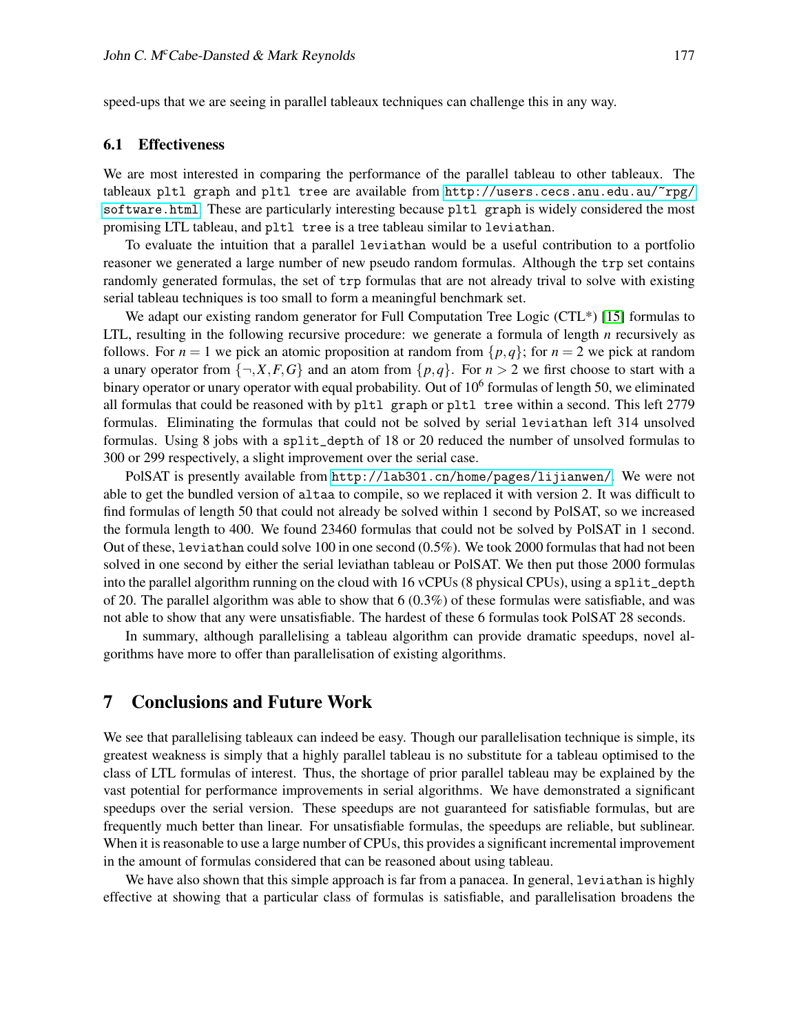speed-ups that we are seeing in parallel tableaux techniques can challenge this in any way.

### 6.1 Effectiveness

We are most interested in comparing the performance of the parallel tableau to other tableaux. The tableaux `pltl graph` and `pltl tree` are available from http://users.cecs.anu.edu.au/~rpg/software.html. These are particularly interesting because `pltl graph` is widely considered the most promising LTL tableau, and `pltl tree` is a tree tableau similar to `leviathan`.

To evaluate the intuition that a parallel `leviathan` would be a useful contribution to a portfolio reasoner we generated a large number of new pseudo random formulas. Although the `trp` set contains randomly generated formulas, the set of `trp` formulas that are not already trival to solve with existing serial tableau techniques is too small to form a meaningful benchmark set.

We adapt our existing random generator for Full Computation Tree Logic (CTL*) [15] formulas to LTL, resulting in the following recursive procedure: we generate a formula of length $n$ recursively as follows. For $n = 1$ we pick an atomic proposition at random from $\{p,q\}$; for $n = 2$ we pick at random a unary operator from $\{\neg, X, F, G\}$ and an atom from $\{p,q\}$. For $n > 2$ we first choose to start with a binary operator or unary operator with equal probability. Out of $10^6$ formulas of length 50, we eliminated all formulas that could be reasoned with by `pltl graph` or `pltl tree` within a second. This left 2779 formulas. Eliminating the formulas that could not be solved by serial `leviathan` left 314 unsolved formulas. Using 8 jobs with a `split_depth` of 18 or 20 reduced the number of unsolved formulas to 300 or 299 respectively, a slight improvement over the serial case.

PolSAT is presently available from http://lab301.cn/home/pages/lijianwen/. We were not able to get the bundled version of `altaa` to compile, so we replaced it with version 2. It was difficult to find formulas of length 50 that could not already be solved within 1 second by PolSAT, so we increased the formula length to 400. We found 23460 formulas that could not be solved by PolSAT in 1 second. Out of these, `leviathan` could solve 100 in one second (0.5%). We took 2000 formulas that had not been solved in one second by either the serial leviathan tableau or PolSAT. We then put those 2000 formulas into the parallel algorithm running on the cloud with 16 vCPUs (8 physical CPUs), using a `split_depth` of 20. The parallel algorithm was able to show that 6 (0.3%) of these formulas were satisfiable, and was not able to show that any were unsatisfiable. The hardest of these 6 formulas took PolSAT 28 seconds.

In summary, although parallelising a tableau algorithm can provide dramatic speedups, novel algorithms have more to offer than parallelisation of existing algorithms.

## 7 Conclusions and Future Work

We see that parallelising tableaux can indeed be easy. Though our parallelisation technique is simple, its greatest weakness is simply that a highly parallel tableau is no substitute for a tableau optimised to the class of LTL formulas of interest. Thus, the shortage of prior parallel tableau may be explained by the vast potential for performance improvements in serial algorithms. We have demonstrated a significant speedups over the serial version. These speedups are not guaranteed for satisfiable formulas, but are frequently much better than linear. For unsatisfiable formulas, the speedups are reliable, but sublinear. When it is reasonable to use a large number of CPUs, this provides a significant incremental improvement in the amount of formulas considered that can be reasoned about using tableau.

We have also shown that this simple approach is far from a panacea. In general, `leviathan` is highly effective at showing that a particular class of formulas is satisfiable, and parallelisation broadens the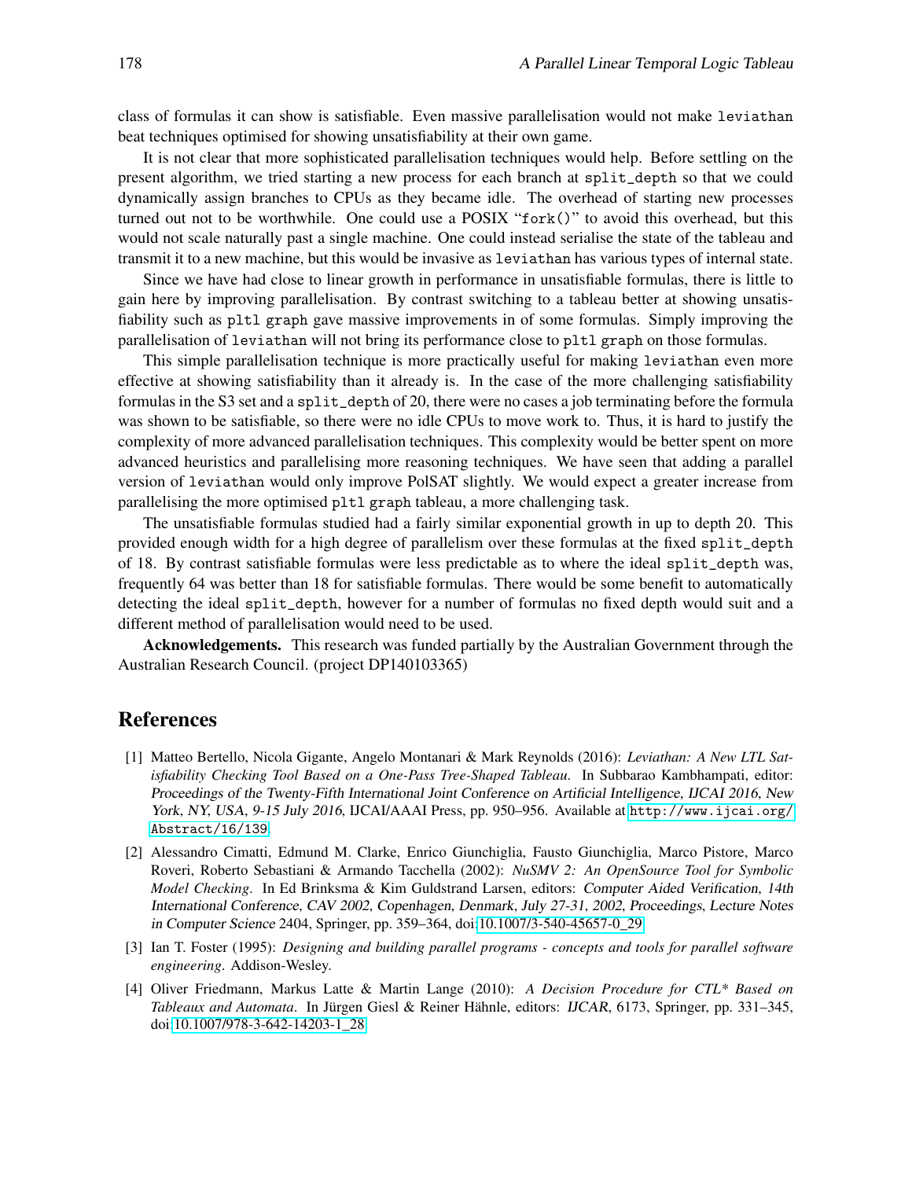class of formulas it can show is satisfiable. Even massive parallelisation would not make `leviathan` beat techniques optimised for showing unsatisfiability at their own game.

It is not clear that more sophisticated parallelisation techniques would help. Before settling on the present algorithm, we tried starting a new process for each branch at `split_depth` so that we could dynamically assign branches to CPUs as they became idle. The overhead of starting new processes turned out not to be worthwhile. One could use a POSIX "`fork()`" to avoid this overhead, but this would not scale naturally past a single machine. One could instead serialise the state of the tableau and transmit it to a new machine, but this would be invasive as `leviathan` has various types of internal state.

Since we have had close to linear growth in performance in unsatisfiable formulas, there is little to gain here by improving parallelisation. By contrast switching to a tableau better at showing unsatisfiability such as `pltl graph` gave massive improvements in of some formulas. Simply improving the parallelisation of `leviathan` will not bring its performance close to `pltl graph` on those formulas.

This simple parallelisation technique is more practically useful for making `leviathan` even more effective at showing satisfiability than it already is. In the case of the more challenging satisfiability formulas in the S3 set and a `split_depth` of 20, there were no cases a job terminating before the formula was shown to be satisfiable, so there were no idle CPUs to move work to. Thus, it is hard to justify the complexity of more advanced parallelisation techniques. This complexity would be better spent on more advanced heuristics and parallelising more reasoning techniques. We have seen that adding a parallel version of `leviathan` would only improve PolSAT slightly. We would expect a greater increase from parallelising the more optimised `pltl graph` tableau, a more challenging task.

The unsatisfiable formulas studied had a fairly similar exponential growth in up to depth 20. This provided enough width for a high degree of parallelism over these formulas at the fixed `split_depth` of 18. By contrast satisfiable formulas were less predictable as to where the ideal `split_depth` was, frequently 64 was better than 18 for satisfiable formulas. There would be some benefit to automatically detecting the ideal `split_depth`, however for a number of formulas no fixed depth would suit and a different method of parallelisation would need to be used.

**Acknowledgements.** This research was funded partially by the Australian Government through the Australian Research Council. (project DP140103365)

## References

[1] Matteo Bertello, Nicola Gigante, Angelo Montanari & Mark Reynolds (2016): *Leviathan: A New LTL Satisfiability Checking Tool Based on a One-Pass Tree-Shaped Tableau*. In Subbarao Kambhampati, editor: *Proceedings of the Twenty-Fifth International Joint Conference on Artificial Intelligence, IJCAI 2016, New York, NY, USA, 9-15 July 2016*, IJCAI/AAAI Press, pp. 950–956. Available at http://www.ijcai.org/Abstract/16/139.

[2] Alessandro Cimatti, Edmund M. Clarke, Enrico Giunchiglia, Fausto Giunchiglia, Marco Pistore, Marco Roveri, Roberto Sebastiani & Armando Tacchella (2002): *NuSMV 2: An OpenSource Tool for Symbolic Model Checking*. In Ed Brinksma & Kim Guldstrand Larsen, editors: *Computer Aided Verification, 14th International Conference, CAV 2002, Copenhagen, Denmark, July 27-31, 2002, Proceedings*, *Lecture Notes in Computer Science* 2404, Springer, pp. 359–364, doi:10.1007/3-540-45657-0_29.

[3] Ian T. Foster (1995): *Designing and building parallel programs - concepts and tools for parallel software engineering*. Addison-Wesley.

[4] Oliver Friedmann, Markus Latte & Martin Lange (2010): *A Decision Procedure for CTL* Based on Tableaux and Automata*. In Jürgen Giesl & Reiner Hähnle, editors: *IJCAR*, 6173, Springer, pp. 331–345, doi:10.1007/978-3-642-14203-1_28.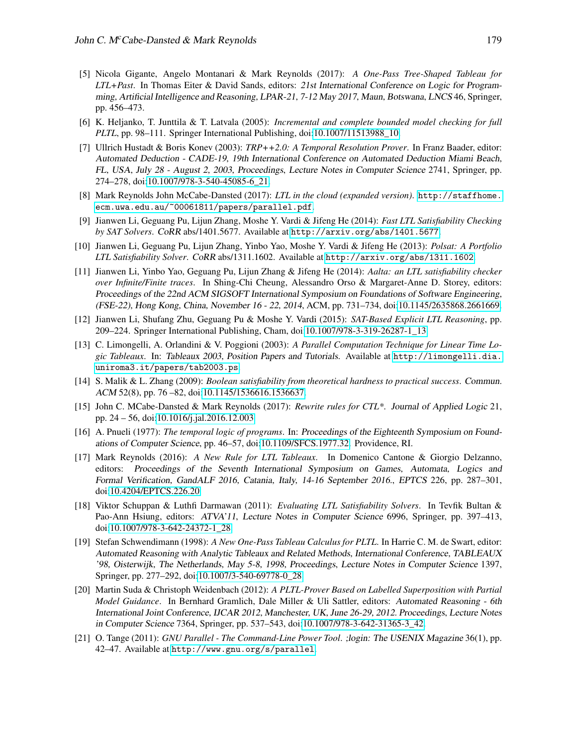[5] Nicola Gigante, Angelo Montanari & Mark Reynolds (2017): *A One-Pass Tree-Shaped Tableau for LTL+Past*. In Thomas Eiter & David Sands, editors: *21st International Conference on Logic for Programming, Artificial Intelligence and Reasoning, LPAR-21, 7-12 May 2017, Maun, Botswana, LNCS* 46, Springer, pp. 456–473.

[6] K. Heljanko, T. Junttila & T. Latvala (2005): *Incremental and complete bounded model checking for full PLTL*, pp. 98–111. Springer International Publishing, doi:10.1007/11513988_10.

[7] Ullrich Hustadt & Boris Konev (2003): *TRP++2.0: A Temporal Resolution Prover*. In Franz Baader, editor: *Automated Deduction - CADE-19, 19th International Conference on Automated Deduction Miami Beach, FL, USA, July 28 - August 2, 2003, Proceedings*, *Lecture Notes in Computer Science* 2741, Springer, pp. 274–278, doi:10.1007/978-3-540-45085-6_21.

[8] Mark Reynolds John McCabe-Dansted (2017): *LTL in the cloud (expanded version)*. `http://staffhome.ecm.uwa.edu.au/~00061811/papers/parallel.pdf`.

[9] Jianwen Li, Geguang Pu, Lijun Zhang, Moshe Y. Vardi & Jifeng He (2014): *Fast LTL Satisfiability Checking by SAT Solvers*. *CoRR* abs/1401.5677. Available at `http://arxiv.org/abs/1401.5677`.

[10] Jianwen Li, Geguang Pu, Lijun Zhang, Yinbo Yao, Moshe Y. Vardi & Jifeng He (2013): *Polsat: A Portfolio LTL Satisfiability Solver*. *CoRR* abs/1311.1602. Available at `http://arxiv.org/abs/1311.1602`.

[11] Jianwen Li, Yinbo Yao, Geguang Pu, Lijun Zhang & Jifeng He (2014): *Aalta: an LTL satisfiability checker over Infinite/Finite traces*. In Shing-Chi Cheung, Alessandro Orso & Margaret-Anne D. Storey, editors: *Proceedings of the 22nd ACM SIGSOFT International Symposium on Foundations of Software Engineering, (FSE-22), Hong Kong, China, November 16 - 22, 2014*, ACM, pp. 731–734, doi:10.1145/2635868.2661669.

[12] Jianwen Li, Shufang Zhu, Geguang Pu & Moshe Y. Vardi (2015): *SAT-Based Explicit LTL Reasoning*, pp. 209–224. Springer International Publishing, Cham, doi:10.1007/978-3-319-26287-1_13.

[13] C. Limongelli, A. Orlandini & V. Poggioni (2003): *A Parallel Computation Technique for Linear Time Logic Tableaux*. In: *Tableaux 2003, Position Papers and Tutorials*. Available at `http://limongelli.dia.uniroma3.it/papers/tab2003.ps`.

[14] S. Malik & L. Zhang (2009): *Boolean satisfiability from theoretical hardness to practical success*. *Commun. ACM* 52(8), pp. 76 –82, doi:10.1145/1536616.1536637.

[15] John C. MCabe-Dansted & Mark Reynolds (2017): *Rewrite rules for CTL\**. *Journal of Applied Logic* 21, pp. 24 – 56, doi:10.1016/j.jal.2016.12.003.

[16] A. Pnueli (1977): *The temporal logic of programs*. In: *Proceedings of the Eighteenth Symposium on Foundations of Computer Science*, pp. 46–57, doi:10.1109/SFCS.1977.32. Providence, RI.

[17] Mark Reynolds (2016): *A New Rule for LTL Tableaux*. In Domenico Cantone & Giorgio Delzanno, editors: *Proceedings of the Seventh International Symposium on Games, Automata, Logics and Formal Verification, GandALF 2016, Catania, Italy, 14-16 September 2016.*, *EPTCS* 226, pp. 287–301, doi:10.4204/EPTCS.226.20.

[18] Viktor Schuppan & Luthfi Darmawan (2011): *Evaluating LTL Satisfiability Solvers*. In Tevfik Bultan & Pao-Ann Hsiung, editors: *ATVA'11*, *Lecture Notes in Computer Science* 6996, Springer, pp. 397–413, doi:10.1007/978-3-642-24372-1_28.

[19] Stefan Schwendimann (1998): *A New One-Pass Tableau Calculus for PLTL*. In Harrie C. M. de Swart, editor: *Automated Reasoning with Analytic Tableaux and Related Methods, International Conference, TABLEAUX '98, Oisterwijk, The Netherlands, May 5-8, 1998, Proceedings*, *Lecture Notes in Computer Science* 1397, Springer, pp. 277–292, doi:10.1007/3-540-69778-0_28.

[20] Martin Suda & Christoph Weidenbach (2012): *A PLTL-Prover Based on Labelled Superposition with Partial Model Guidance*. In Bernhard Gramlich, Dale Miller & Uli Sattler, editors: *Automated Reasoning - 6th International Joint Conference, IJCAR 2012, Manchester, UK, June 26-29, 2012. Proceedings*, *Lecture Notes in Computer Science* 7364, Springer, pp. 537–543, doi:10.1007/978-3-642-31365-3_42.

[21] O. Tange (2011): *GNU Parallel - The Command-Line Power Tool*. *;login: The USENIX Magazine* 36(1), pp. 42–47. Available at `http://www.gnu.org/s/parallel`.